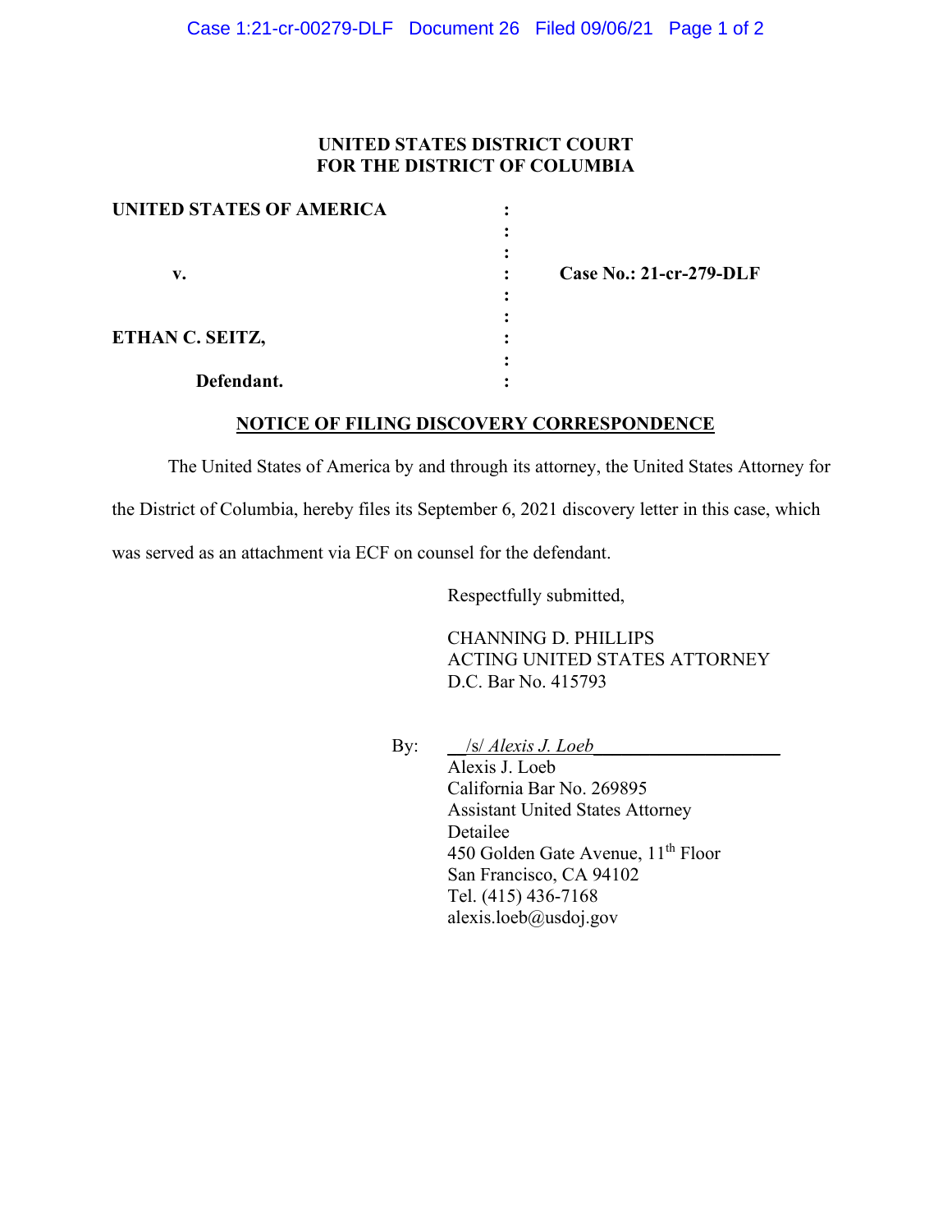**UNITED STATES DISTRICT COURT**
**FOR THE DISTRICT OF COLUMBIA**

| | | |
|---|---|---|
| **UNITED STATES OF AMERICA** | : | |
| | : | |
| **v.** | : | **Case No.: 21-cr-279-DLF** |
| | : | |
| **ETHAN C. SEITZ,** | : | |
| | : | |
| **Defendant.** | : | |

**NOTICE OF FILING DISCOVERY CORRESPONDENCE**

The United States of America by and through its attorney, the United States Attorney for the District of Columbia, hereby files its September 6, 2021 discovery letter in this case, which was served as an attachment via ECF on counsel for the defendant.

Respectfully submitted,

CHANNING D. PHILLIPS
ACTING UNITED STATES ATTORNEY
D.C. Bar No. 415793

By: /s/ *Alexis J. Loeb*
Alexis J. Loeb
California Bar No. 269895
Assistant United States Attorney
Detailee
450 Golden Gate Avenue, 11th Floor
San Francisco, CA 94102
Tel. (415) 436-7168
alexis.loeb@usdoj.gov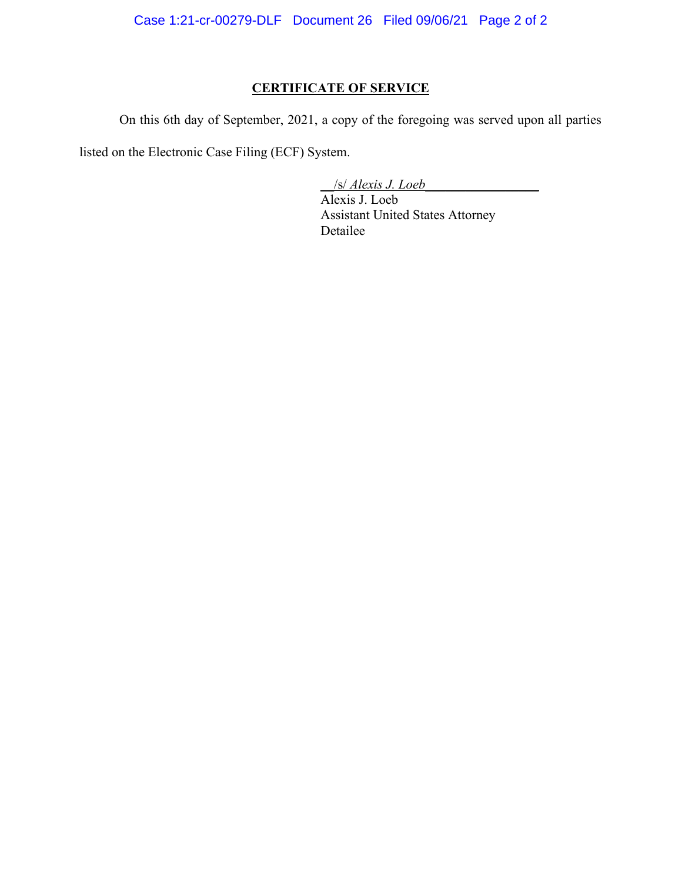**CERTIFICATE OF SERVICE**

On this 6th day of September, 2021, a copy of the foregoing was served upon all parties listed on the Electronic Case Filing (ECF) System.

/s/ *Alexis J. Loeb*
Alexis J. Loeb
Assistant United States Attorney
Detailee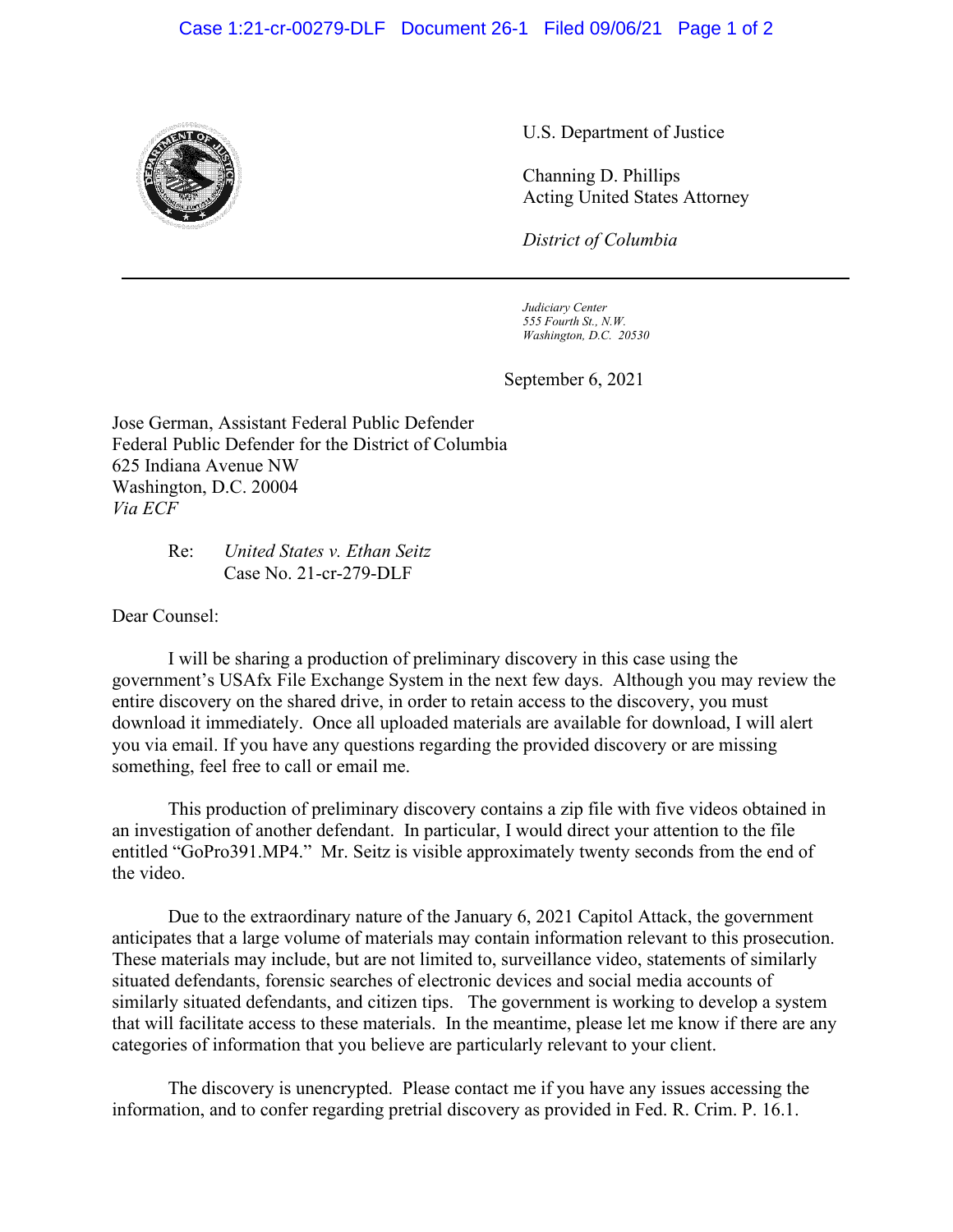U.S. Department of Justice

Channing D. Phillips
Acting United States Attorney

*District of Columbia*

---

*Judiciary Center*
*555 Fourth St., N.W.*
*Washington, D.C. 20530*

September 6, 2021

Jose German, Assistant Federal Public Defender
Federal Public Defender for the District of Columbia
625 Indiana Avenue NW
Washington, D.C. 20004
*Via ECF*

Re: *United States v. Ethan Seitz*
Case No. 21-cr-279-DLF

Dear Counsel:

I will be sharing a production of preliminary discovery in this case using the government's USAfx File Exchange System in the next few days. Although you may review the entire discovery on the shared drive, in order to retain access to the discovery, you must download it immediately. Once all uploaded materials are available for download, I will alert you via email. If you have any questions regarding the provided discovery or are missing something, feel free to call or email me.

This production of preliminary discovery contains a zip file with five videos obtained in an investigation of another defendant. In particular, I would direct your attention to the file entitled "GoPro391.MP4." Mr. Seitz is visible approximately twenty seconds from the end of the video.

Due to the extraordinary nature of the January 6, 2021 Capitol Attack, the government anticipates that a large volume of materials may contain information relevant to this prosecution. These materials may include, but are not limited to, surveillance video, statements of similarly situated defendants, forensic searches of electronic devices and social media accounts of similarly situated defendants, and citizen tips. The government is working to develop a system that will facilitate access to these materials. In the meantime, please let me know if there are any categories of information that you believe are particularly relevant to your client.

The discovery is unencrypted. Please contact me if you have any issues accessing the information, and to confer regarding pretrial discovery as provided in Fed. R. Crim. P. 16.1.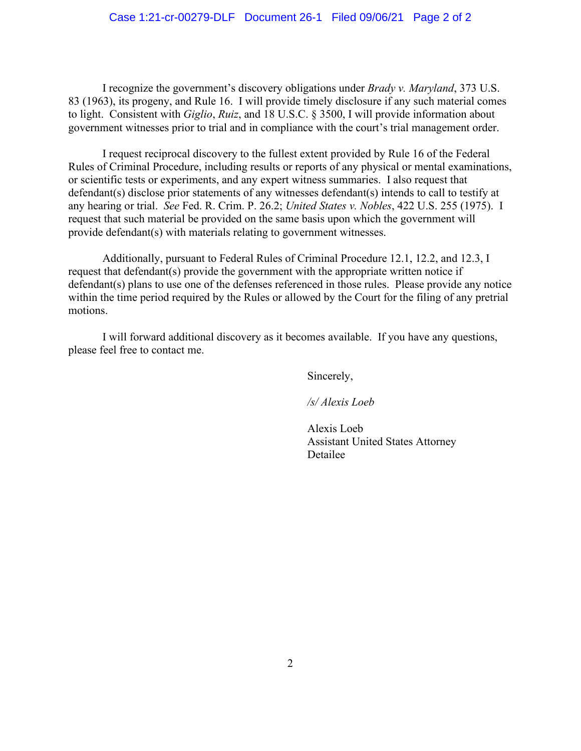I recognize the government's discovery obligations under *Brady v. Maryland*, 373 U.S. 83 (1963), its progeny, and Rule 16. I will provide timely disclosure if any such material comes to light. Consistent with *Giglio*, *Ruiz*, and 18 U.S.C. § 3500, I will provide information about government witnesses prior to trial and in compliance with the court's trial management order.

I request reciprocal discovery to the fullest extent provided by Rule 16 of the Federal Rules of Criminal Procedure, including results or reports of any physical or mental examinations, or scientific tests or experiments, and any expert witness summaries. I also request that defendant(s) disclose prior statements of any witnesses defendant(s) intends to call to testify at any hearing or trial. *See* Fed. R. Crim. P. 26.2; *United States v. Nobles*, 422 U.S. 255 (1975). I request that such material be provided on the same basis upon which the government will provide defendant(s) with materials relating to government witnesses.

Additionally, pursuant to Federal Rules of Criminal Procedure 12.1, 12.2, and 12.3, I request that defendant(s) provide the government with the appropriate written notice if defendant(s) plans to use one of the defenses referenced in those rules. Please provide any notice within the time period required by the Rules or allowed by the Court for the filing of any pretrial motions.

I will forward additional discovery as it becomes available. If you have any questions, please feel free to contact me.

Sincerely,

*/s/ Alexis Loeb*

Alexis Loeb
Assistant United States Attorney
Detailee